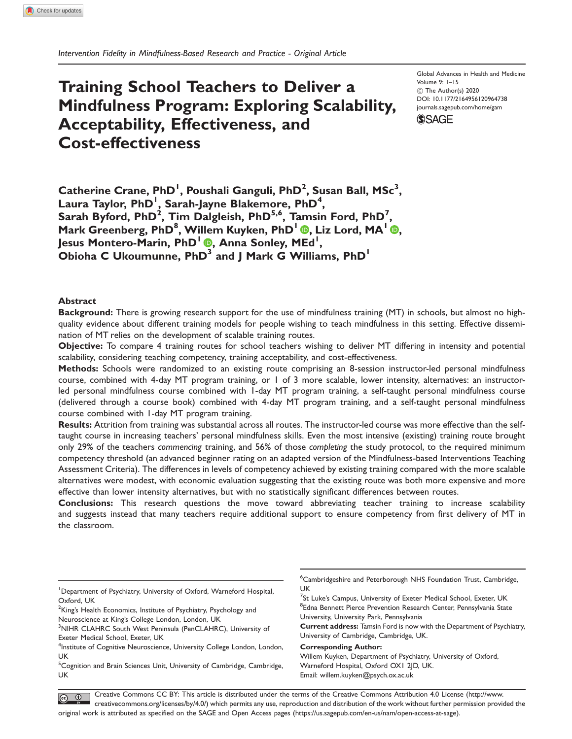*Intervention Fidelity in Mindfulness-Based Research and Practice - Original Article*

Global Advances in Health and Medicine
Volume 9: 1–15
© The Author(s) 2020
DOI: 10.1177/2164956120964738
journals.sagepub.com/home/gam

# Training School Teachers to Deliver a Mindfulness Program: Exploring Scalability, Acceptability, Effectiveness, and Cost-effectiveness

**Catherine Crane, PhD[1], Poushali Ganguli, PhD[2], Susan Ball, MSc[3], Laura Taylor, PhD[1], Sarah-Jayne Blakemore, PhD[4], Sarah Byford, PhD[2], Tim Dalgleish, PhD[5,6], Tamsin Ford, PhD[7], Mark Greenberg, PhD[8], Willem Kuyken, PhD[1], Liz Lord, MA[1], Jesus Montero-Marin, PhD[1], Anna Sonley, MEd[1], Obioha C Ukoumunne, PhD[3] and J Mark G Williams, PhD[1]**

## Abstract

**Background:** There is growing research support for the use of mindfulness training (MT) in schools, but almost no high-quality evidence about different training models for people wishing to teach mindfulness in this setting. Effective dissemination of MT relies on the development of scalable training routes.

**Objective:** To compare 4 training routes for school teachers wishing to deliver MT differing in intensity and potential scalability, considering teaching competency, training acceptability, and cost-effectiveness.

**Methods:** Schools were randomized to an existing route comprising an 8-session instructor-led personal mindfulness course, combined with 4-day MT program training, or 1 of 3 more scalable, lower intensity, alternatives: an instructor-led personal mindfulness course combined with 1-day MT program training, a self-taught personal mindfulness course (delivered through a course book) combined with 4-day MT program training, and a self-taught personal mindfulness course combined with 1-day MT program training.

**Results:** Attrition from training was substantial across all routes. The instructor-led course was more effective than the self-taught course in increasing teachers' personal mindfulness skills. Even the most intensive (existing) training route brought only 29% of the teachers *commencing* training, and 56% of those *completing* the study protocol, to the required minimum competency threshold (an advanced beginner rating on an adapted version of the Mindfulness-based Interventions Teaching Assessment Criteria). The differences in levels of competency achieved by existing training compared with the more scalable alternatives were modest, with economic evaluation suggesting that the existing route was both more expensive and more effective than lower intensity alternatives, but with no statistically significant differences between routes.

**Conclusions:** This research questions the move toward abbreviating teacher training to increase scalability and suggests instead that many teachers require additional support to ensure competency from first delivery of MT in the classroom.

[1]Department of Psychiatry, University of Oxford, Warneford Hospital, Oxford, UK
[2]King's Health Economics, Institute of Psychiatry, Psychology and Neuroscience at King's College London, London, UK
[3]NIHR CLAHRC South West Peninsula (PenCLAHRC), University of Exeter Medical School, Exeter, UK
[4]Institute of Cognitive Neuroscience, University College London, London, UK
[5]Cognition and Brain Sciences Unit, University of Cambridge, Cambridge, UK
[6]Cambridgeshire and Peterborough NHS Foundation Trust, Cambridge, UK
[7]St Luke's Campus, University of Exeter Medical School, Exeter, UK
[8]Edna Bennett Pierce Prevention Research Center, Pennsylvania State University, University Park, Pennsylvania

**Current address:** Tamsin Ford is now with the Department of Psychiatry, University of Cambridge, Cambridge, UK.

**Corresponding Author:**
Willem Kuyken, Department of Psychiatry, University of Oxford, Warneford Hospital, Oxford OX1 2JD, UK.
Email: willem.kuyken@psych.ox.ac.uk

Creative Commons CC BY: This article is distributed under the terms of the Creative Commons Attribution 4.0 License (http://www.creativecommons.org/licenses/by/4.0/) which permits any use, reproduction and distribution of the work without further permission provided the original work is attributed as specified on the SAGE and Open Access pages (https://us.sagepub.com/en-us/nam/open-access-at-sage).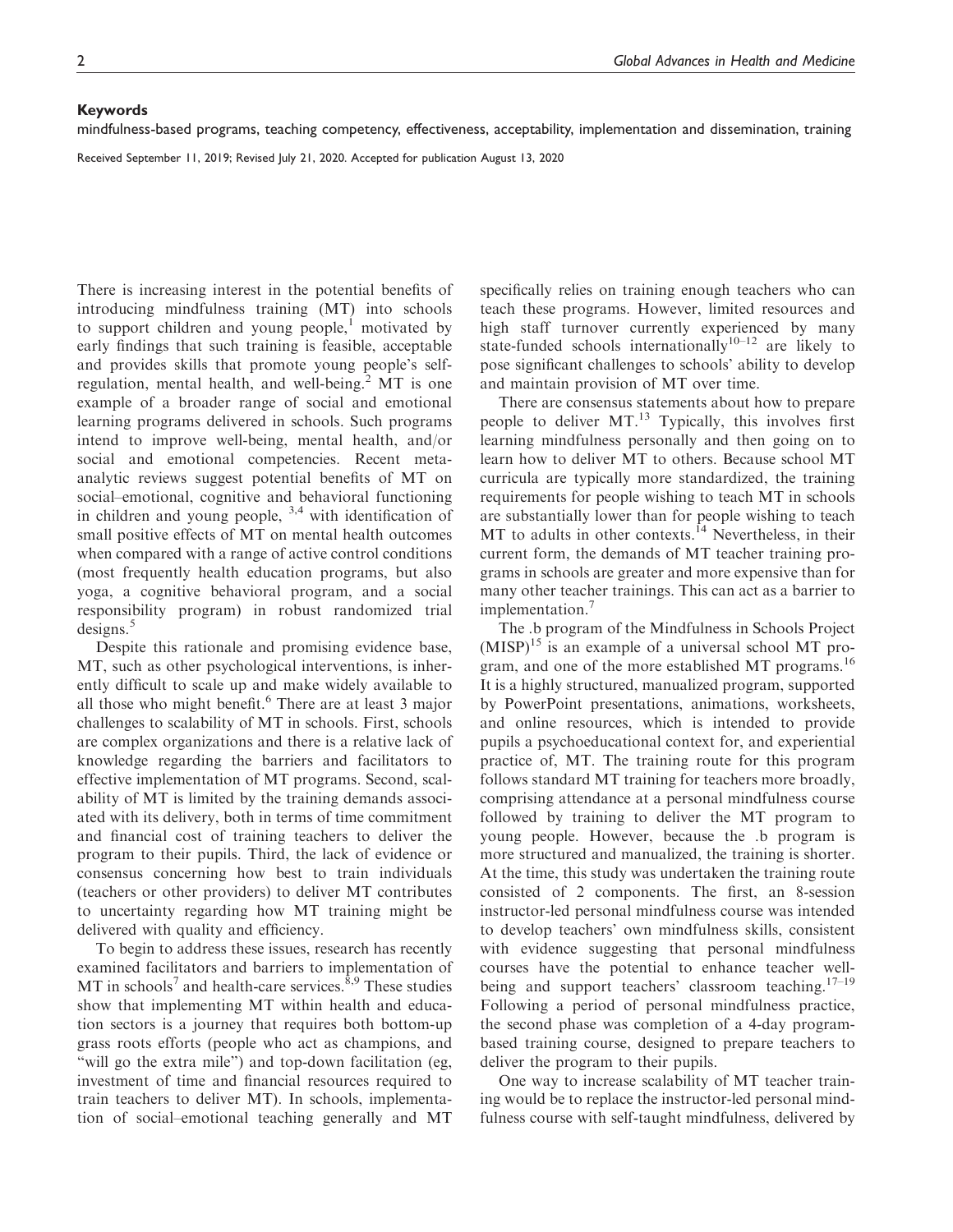## Keywords

mindfulness-based programs, teaching competency, effectiveness, acceptability, implementation and dissemination, training

Received September 11, 2019; Revised July 21, 2020. Accepted for publication August 13, 2020

There is increasing interest in the potential benefits of introducing mindfulness training (MT) into schools to support children and young people,[1] motivated by early findings that such training is feasible, acceptable and provides skills that promote young people's self-regulation, mental health, and well-being.[2] MT is one example of a broader range of social and emotional learning programs delivered in schools. Such programs intend to improve well-being, mental health, and/or social and emotional competencies. Recent meta-analytic reviews suggest potential benefits of MT on social–emotional, cognitive and behavioral functioning in children and young people, [3,4] with identification of small positive effects of MT on mental health outcomes when compared with a range of active control conditions (most frequently health education programs, but also yoga, a cognitive behavioral program, and a social responsibility program) in robust randomized trial designs.[5]

Despite this rationale and promising evidence base, MT, such as other psychological interventions, is inherently difficult to scale up and make widely available to all those who might benefit.[6] There are at least 3 major challenges to scalability of MT in schools. First, schools are complex organizations and there is a relative lack of knowledge regarding the barriers and facilitators to effective implementation of MT programs. Second, scalability of MT is limited by the training demands associated with its delivery, both in terms of time commitment and financial cost of training teachers to deliver the program to their pupils. Third, the lack of evidence or consensus concerning how best to train individuals (teachers or other providers) to deliver MT contributes to uncertainty regarding how MT training might be delivered with quality and efficiency.

To begin to address these issues, research has recently examined facilitators and barriers to implementation of MT in schools[7] and health-care services.[8,9] These studies show that implementing MT within health and education sectors is a journey that requires both bottom-up grass roots efforts (people who act as champions, and "will go the extra mile") and top-down facilitation (eg, investment of time and financial resources required to train teachers to deliver MT). In schools, implementation of social–emotional teaching generally and MT specifically relies on training enough teachers who can teach these programs. However, limited resources and high staff turnover currently experienced by many state-funded schools internationally[10–12] are likely to pose significant challenges to schools' ability to develop and maintain provision of MT over time.

There are consensus statements about how to prepare people to deliver MT.[13] Typically, this involves first learning mindfulness personally and then going on to learn how to deliver MT to others. Because school MT curricula are typically more standardized, the training requirements for people wishing to teach MT in schools are substantially lower than for people wishing to teach MT to adults in other contexts.[14] Nevertheless, in their current form, the demands of MT teacher training programs in schools are greater and more expensive than for many other teacher trainings. This can act as a barrier to implementation.[7]

The .b program of the Mindfulness in Schools Project (MISP)[15] is an example of a universal school MT program, and one of the more established MT programs.[16] It is a highly structured, manualized program, supported by PowerPoint presentations, animations, worksheets, and online resources, which is intended to provide pupils a psychoeducational context for, and experiential practice of, MT. The training route for this program follows standard MT training for teachers more broadly, comprising attendance at a personal mindfulness course followed by training to deliver the MT program to young people. However, because the .b program is more structured and manualized, the training is shorter. At the time, this study was undertaken the training route consisted of 2 components. The first, an 8-session instructor-led personal mindfulness course was intended to develop teachers' own mindfulness skills, consistent with evidence suggesting that personal mindfulness courses have the potential to enhance teacher well-being and support teachers' classroom teaching.[17–19] Following a period of personal mindfulness practice, the second phase was completion of a 4-day program-based training course, designed to prepare teachers to deliver the program to their pupils.

One way to increase scalability of MT teacher training would be to replace the instructor-led personal mindfulness course with self-taught mindfulness, delivered by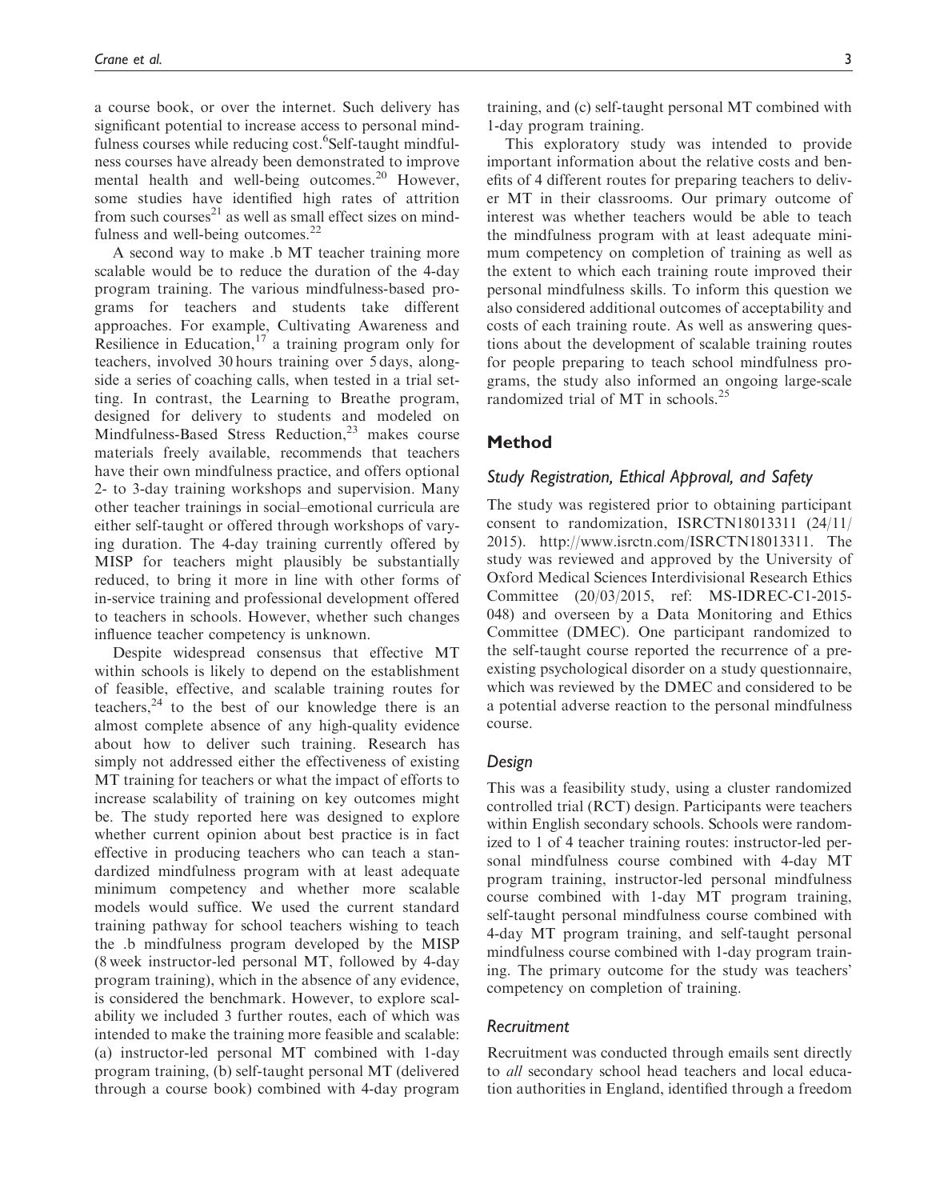a course book, or over the internet. Such delivery has significant potential to increase access to personal mindfulness courses while reducing cost.[6] Self-taught mindfulness courses have already been demonstrated to improve mental health and well-being outcomes.[20] However, some studies have identified high rates of attrition from such courses[21] as well as small effect sizes on mindfulness and well-being outcomes.[22]

A second way to make .b MT teacher training more scalable would be to reduce the duration of the 4-day program training. The various mindfulness-based programs for teachers and students take different approaches. For example, Cultivating Awareness and Resilience in Education,[17] a training program only for teachers, involved 30 hours training over 5 days, alongside a series of coaching calls, when tested in a trial setting. In contrast, the Learning to Breathe program, designed for delivery to students and modeled on Mindfulness-Based Stress Reduction,[23] makes course materials freely available, recommends that teachers have their own mindfulness practice, and offers optional 2- to 3-day training workshops and supervision. Many other teacher trainings in social–emotional curricula are either self-taught or offered through workshops of varying duration. The 4-day training currently offered by MISP for teachers might plausibly be substantially reduced, to bring it more in line with other forms of in-service training and professional development offered to teachers in schools. However, whether such changes influence teacher competency is unknown.

Despite widespread consensus that effective MT within schools is likely to depend on the establishment of feasible, effective, and scalable training routes for teachers,[24] to the best of our knowledge there is an almost complete absence of any high-quality evidence about how to deliver such training. Research has simply not addressed either the effectiveness of existing MT training for teachers or what the impact of efforts to increase scalability of training on key outcomes might be. The study reported here was designed to explore whether current opinion about best practice is in fact effective in producing teachers who can teach a standardized mindfulness program with at least adequate minimum competency and whether more scalable models would suffice. We used the current standard training pathway for school teachers wishing to teach the .b mindfulness program developed by the MISP (8 week instructor-led personal MT, followed by 4-day program training), which in the absence of any evidence, is considered the benchmark. However, to explore scalability we included 3 further routes, each of which was intended to make the training more feasible and scalable: (a) instructor-led personal MT combined with 1-day program training, (b) self-taught personal MT (delivered through a course book) combined with 4-day program training, and (c) self-taught personal MT combined with 1-day program training.

This exploratory study was intended to provide important information about the relative costs and benefits of 4 different routes for preparing teachers to deliver MT in their classrooms. Our primary outcome of interest was whether teachers would be able to teach the mindfulness program with at least adequate minimum competency on completion of training as well as the extent to which each training route improved their personal mindfulness skills. To inform this question we also considered additional outcomes of acceptability and costs of each training route. As well as answering questions about the development of scalable training routes for people preparing to teach school mindfulness programs, the study also informed an ongoing large-scale randomized trial of MT in schools.[25]

## Method

### *Study Registration, Ethical Approval, and Safety*

The study was registered prior to obtaining participant consent to randomization, ISRCTN18013311 (24/11/2015). http://www.isrctn.com/ISRCTN18013311. The study was reviewed and approved by the University of Oxford Medical Sciences Interdivisional Research Ethics Committee (20/03/2015, ref: MS-IDREC-C1-2015-048) and overseen by a Data Monitoring and Ethics Committee (DMEC). One participant randomized to the self-taught course reported the recurrence of a preexisting psychological disorder on a study questionnaire, which was reviewed by the DMEC and considered to be a potential adverse reaction to the personal mindfulness course.

### *Design*

This was a feasibility study, using a cluster randomized controlled trial (RCT) design. Participants were teachers within English secondary schools. Schools were randomized to 1 of 4 teacher training routes: instructor-led personal mindfulness course combined with 4-day MT program training, instructor-led personal mindfulness course combined with 1-day MT program training, self-taught personal mindfulness course combined with 4-day MT program training, and self-taught personal mindfulness course combined with 1-day program training. The primary outcome for the study was teachers' competency on completion of training.

### *Recruitment*

Recruitment was conducted through emails sent directly to *all* secondary school head teachers and local education authorities in England, identified through a freedom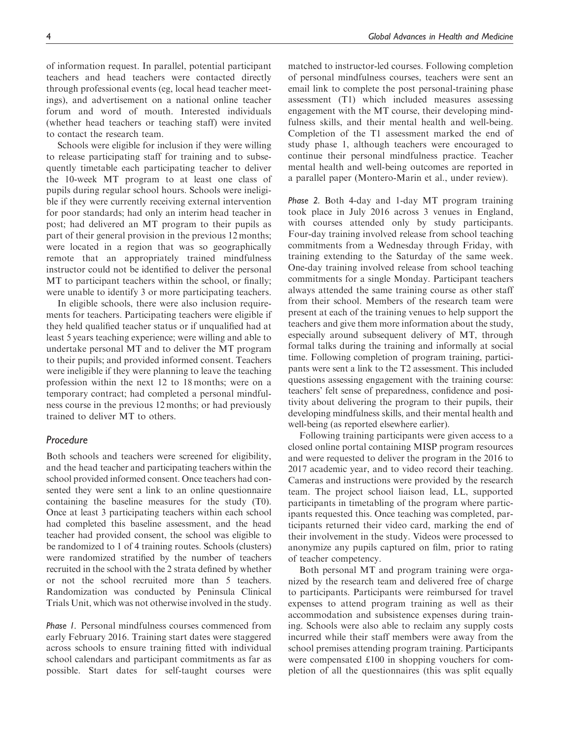of information request. In parallel, potential participant teachers and head teachers were contacted directly through professional events (eg, local head teacher meetings), and advertisement on a national online teacher forum and word of mouth. Interested individuals (whether head teachers or teaching staff) were invited to contact the research team.

Schools were eligible for inclusion if they were willing to release participating staff for training and to subsequently timetable each participating teacher to deliver the 10-week MT program to at least one class of pupils during regular school hours. Schools were ineligible if they were currently receiving external intervention for poor standards; had only an interim head teacher in post; had delivered an MT program to their pupils as part of their general provision in the previous 12 months; were located in a region that was so geographically remote that an appropriately trained mindfulness instructor could not be identified to deliver the personal MT to participant teachers within the school, or finally; were unable to identify 3 or more participating teachers.

In eligible schools, there were also inclusion requirements for teachers. Participating teachers were eligible if they held qualified teacher status or if unqualified had at least 5 years teaching experience; were willing and able to undertake personal MT and to deliver the MT program to their pupils; and provided informed consent. Teachers were ineligible if they were planning to leave the teaching profession within the next 12 to 18 months; were on a temporary contract; had completed a personal mindfulness course in the previous 12 months; or had previously trained to deliver MT to others.

## Procedure

Both schools and teachers were screened for eligibility, and the head teacher and participating teachers within the school provided informed consent. Once teachers had consented they were sent a link to an online questionnaire containing the baseline measures for the study (T0). Once at least 3 participating teachers within each school had completed this baseline assessment, and the head teacher had provided consent, the school was eligible to be randomized to 1 of 4 training routes. Schools (clusters) were randomized stratified by the number of teachers recruited in the school with the 2 strata defined by whether or not the school recruited more than 5 teachers. Randomization was conducted by Peninsula Clinical Trials Unit, which was not otherwise involved in the study.

*Phase 1.* Personal mindfulness courses commenced from early February 2016. Training start dates were staggered across schools to ensure training fitted with individual school calendars and participant commitments as far as possible. Start dates for self-taught courses were matched to instructor-led courses. Following completion of personal mindfulness courses, teachers were sent an email link to complete the post personal-training phase assessment (T1) which included measures assessing engagement with the MT course, their developing mindfulness skills, and their mental health and well-being. Completion of the T1 assessment marked the end of study phase 1, although teachers were encouraged to continue their personal mindfulness practice. Teacher mental health and well-being outcomes are reported in a parallel paper (Montero-Marin et al., under review).

*Phase 2.* Both 4-day and 1-day MT program training took place in July 2016 across 3 venues in England, with courses attended only by study participants. Four-day training involved release from school teaching commitments from a Wednesday through Friday, with training extending to the Saturday of the same week. One-day training involved release from school teaching commitments for a single Monday. Participant teachers always attended the same training course as other staff from their school. Members of the research team were present at each of the training venues to help support the teachers and give them more information about the study, especially around subsequent delivery of MT, through formal talks during the training and informally at social time. Following completion of program training, participants were sent a link to the T2 assessment. This included questions assessing engagement with the training course: teachers' felt sense of preparedness, confidence and positivity about delivering the program to their pupils, their developing mindfulness skills, and their mental health and well-being (as reported elsewhere earlier).

Following training participants were given access to a closed online portal containing MISP program resources and were requested to deliver the program in the 2016 to 2017 academic year, and to video record their teaching. Cameras and instructions were provided by the research team. The project school liaison lead, LL, supported participants in timetabling of the program where participants requested this. Once teaching was completed, participants returned their video card, marking the end of their involvement in the study. Videos were processed to anonymize any pupils captured on film, prior to rating of teacher competency.

Both personal MT and program training were organized by the research team and delivered free of charge to participants. Participants were reimbursed for travel expenses to attend program training as well as their accommodation and subsistence expenses during training. Schools were also able to reclaim any supply costs incurred while their staff members were away from the school premises attending program training. Participants were compensated £100 in shopping vouchers for completion of all the questionnaires (this was split equally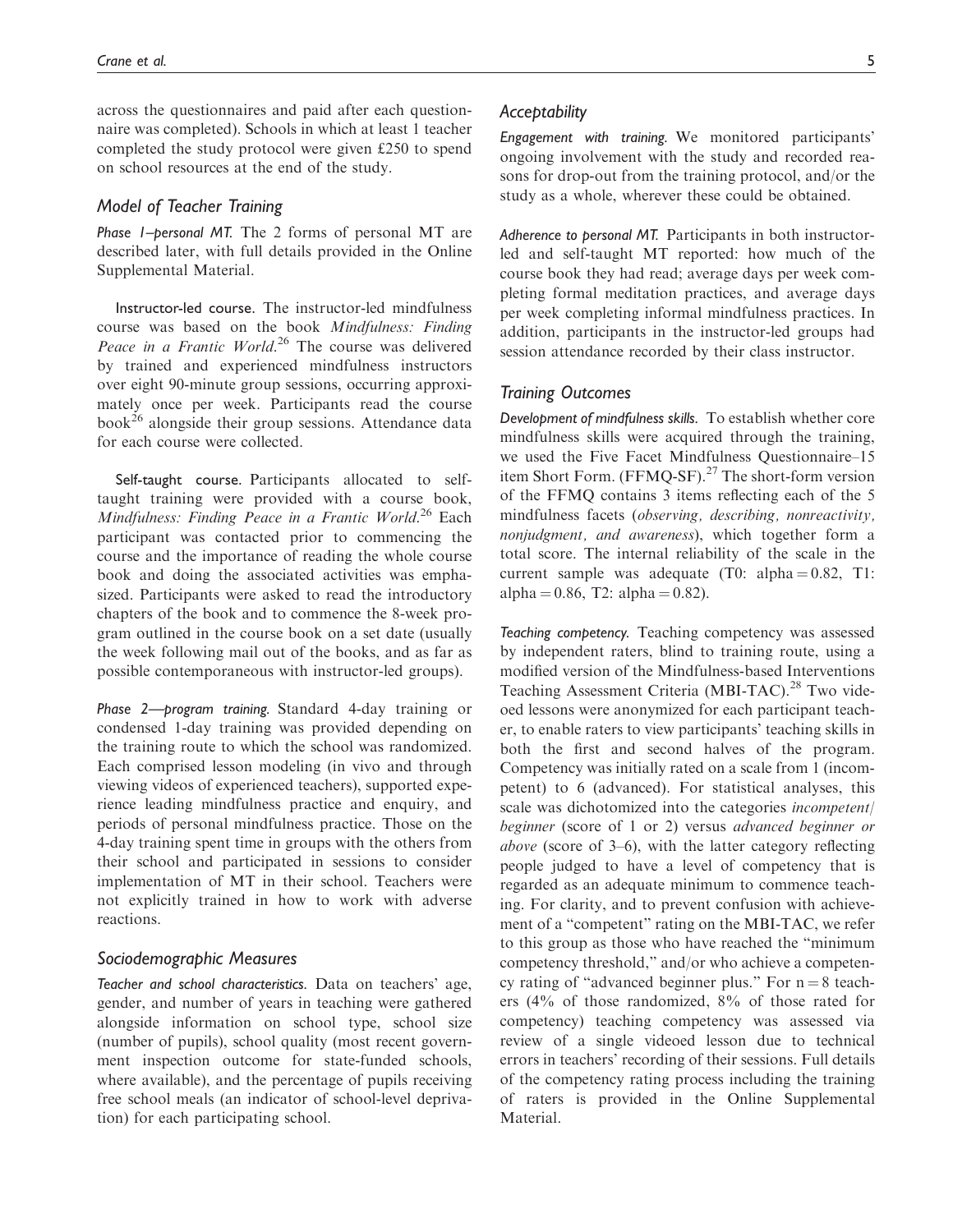across the questionnaires and paid after each questionnaire was completed). Schools in which at least 1 teacher completed the study protocol were given £250 to spend on school resources at the end of the study.

## Model of Teacher Training

*Phase 1–personal MT.* The 2 forms of personal MT are described later, with full details provided in the Online Supplemental Material.

Instructor-led course. The instructor-led mindfulness course was based on the book *Mindfulness: Finding Peace in a Frantic World*.[26] The course was delivered by trained and experienced mindfulness instructors over eight 90-minute group sessions, occurring approximately once per week. Participants read the course book[26] alongside their group sessions. Attendance data for each course were collected.

Self-taught course. Participants allocated to self-taught training were provided with a course book, *Mindfulness: Finding Peace in a Frantic World*.[26] Each participant was contacted prior to commencing the course and the importance of reading the whole course book and doing the associated activities was emphasized. Participants were asked to read the introductory chapters of the book and to commence the 8-week program outlined in the course book on a set date (usually the week following mail out of the books, and as far as possible contemporaneous with instructor-led groups).

*Phase 2—program training.* Standard 4-day training or condensed 1-day training was provided depending on the training route to which the school was randomized. Each comprised lesson modeling (in vivo and through viewing videos of experienced teachers), supported experience leading mindfulness practice and enquiry, and periods of personal mindfulness practice. Those on the 4-day training spent time in groups with the others from their school and participated in sessions to consider implementation of MT in their school. Teachers were not explicitly trained in how to work with adverse reactions.

## Sociodemographic Measures

*Teacher and school characteristics.* Data on teachers' age, gender, and number of years in teaching were gathered alongside information on school type, school size (number of pupils), school quality (most recent government inspection outcome for state-funded schools, where available), and the percentage of pupils receiving free school meals (an indicator of school-level deprivation) for each participating school.

## Acceptability

*Engagement with training.* We monitored participants' ongoing involvement with the study and recorded reasons for drop-out from the training protocol, and/or the study as a whole, wherever these could be obtained.

*Adherence to personal MT.* Participants in both instructor-led and self-taught MT reported: how much of the course book they had read; average days per week completing formal meditation practices, and average days per week completing informal mindfulness practices. In addition, participants in the instructor-led groups had session attendance recorded by their class instructor.

## Training Outcomes

*Development of mindfulness skills.* To establish whether core mindfulness skills were acquired through the training, we used the Five Facet Mindfulness Questionnaire–15 item Short Form. (FFMQ-SF).[27] The short-form version of the FFMQ contains 3 items reflecting each of the 5 mindfulness facets (*observing, describing, nonreactivity, nonjudgment, and awareness*), which together form a total score. The internal reliability of the scale in the current sample was adequate (T0: alpha = 0.82, T1: alpha = 0.86, T2: alpha = 0.82).

*Teaching competency.* Teaching competency was assessed by independent raters, blind to training route, using a modified version of the Mindfulness-based Interventions Teaching Assessment Criteria (MBI-TAC).[28] Two videoed lessons were anonymized for each participant teacher, to enable raters to view participants' teaching skills in both the first and second halves of the program. Competency was initially rated on a scale from 1 (incompetent) to 6 (advanced). For statistical analyses, this scale was dichotomized into the categories *incompetent/beginner* (score of 1 or 2) versus *advanced beginner or above* (score of 3–6), with the latter category reflecting people judged to have a level of competency that is regarded as an adequate minimum to commence teaching. For clarity, and to prevent confusion with achievement of a "competent" rating on the MBI-TAC, we refer to this group as those who have reached the "minimum competency threshold," and/or who achieve a competency rating of "advanced beginner plus." For $n = 8$ teachers (4% of those randomized, 8% of those rated for competency) teaching competency was assessed via review of a single videoed lesson due to technical errors in teachers' recording of their sessions. Full details of the competency rating process including the training of raters is provided in the Online Supplemental Material.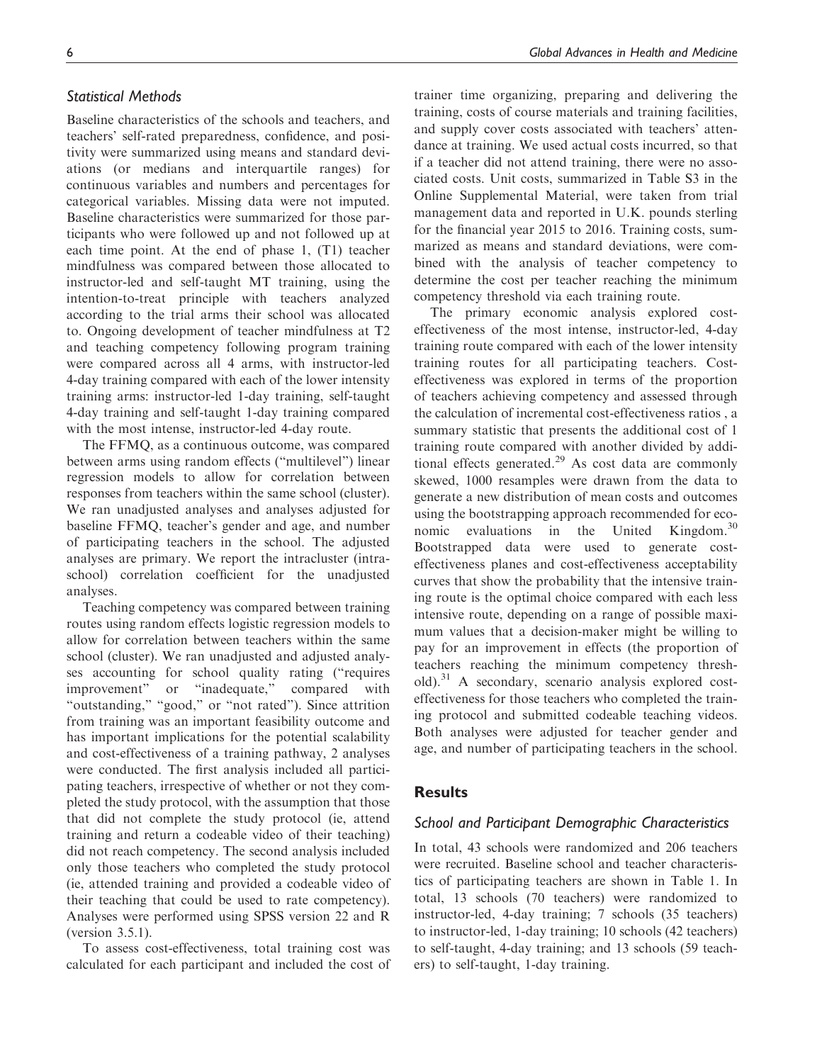### Statistical Methods

Baseline characteristics of the schools and teachers, and teachers' self-rated preparedness, confidence, and positivity were summarized using means and standard deviations (or medians and interquartile ranges) for continuous variables and numbers and percentages for categorical variables. Missing data were not imputed. Baseline characteristics were summarized for those participants who were followed up and not followed up at each time point. At the end of phase 1, (T1) teacher mindfulness was compared between those allocated to instructor-led and self-taught MT training, using the intention-to-treat principle with teachers analyzed according to the trial arms their school was allocated to. Ongoing development of teacher mindfulness at T2 and teaching competency following program training were compared across all 4 arms, with instructor-led 4-day training compared with each of the lower intensity training arms: instructor-led 1-day training, self-taught 4-day training and self-taught 1-day training compared with the most intense, instructor-led 4-day route.

The FFMQ, as a continuous outcome, was compared between arms using random effects ("multilevel") linear regression models to allow for correlation between responses from teachers within the same school (cluster). We ran unadjusted analyses and analyses adjusted for baseline FFMQ, teacher's gender and age, and number of participating teachers in the school. The adjusted analyses are primary. We report the intracluster (intraschool) correlation coefficient for the unadjusted analyses.

Teaching competency was compared between training routes using random effects logistic regression models to allow for correlation between teachers within the same school (cluster). We ran unadjusted and adjusted analyses accounting for school quality rating ("requires improvement" or "inadequate," compared with "outstanding," "good," or "not rated"). Since attrition from training was an important feasibility outcome and has important implications for the potential scalability and cost-effectiveness of a training pathway, 2 analyses were conducted. The first analysis included all participating teachers, irrespective of whether or not they completed the study protocol, with the assumption that those that did not complete the study protocol (ie, attend training and return a codeable video of their teaching) did not reach competency. The second analysis included only those teachers who completed the study protocol (ie, attended training and provided a codeable video of their teaching that could be used to rate competency). Analyses were performed using SPSS version 22 and R (version 3.5.1).

To assess cost-effectiveness, total training cost was calculated for each participant and included the cost of trainer time organizing, preparing and delivering the training, costs of course materials and training facilities, and supply cover costs associated with teachers' attendance at training. We used actual costs incurred, so that if a teacher did not attend training, there were no associated costs. Unit costs, summarized in Table S3 in the Online Supplemental Material, were taken from trial management data and reported in U.K. pounds sterling for the financial year 2015 to 2016. Training costs, summarized as means and standard deviations, were combined with the analysis of teacher competency to determine the cost per teacher reaching the minimum competency threshold via each training route.

The primary economic analysis explored cost-effectiveness of the most intense, instructor-led, 4-day training route compared with each of the lower intensity training routes for all participating teachers. Cost-effectiveness was explored in terms of the proportion of teachers achieving competency and assessed through the calculation of incremental cost-effectiveness ratios , a summary statistic that presents the additional cost of 1 training route compared with another divided by additional effects generated.[29] As cost data are commonly skewed, 1000 resamples were drawn from the data to generate a new distribution of mean costs and outcomes using the bootstrapping approach recommended for economic evaluations in the United Kingdom.[30] Bootstrapped data were used to generate cost-effectiveness planes and cost-effectiveness acceptability curves that show the probability that the intensive training route is the optimal choice compared with each less intensive route, depending on a range of possible maximum values that a decision-maker might be willing to pay for an improvement in effects (the proportion of teachers reaching the minimum competency threshold).[31] A secondary, scenario analysis explored cost-effectiveness for those teachers who completed the training protocol and submitted codeable teaching videos. Both analyses were adjusted for teacher gender and age, and number of participating teachers in the school.

## Results

### School and Participant Demographic Characteristics

In total, 43 schools were randomized and 206 teachers were recruited. Baseline school and teacher characteristics of participating teachers are shown in Table 1. In total, 13 schools (70 teachers) were randomized to instructor-led, 4-day training; 7 schools (35 teachers) to instructor-led, 1-day training; 10 schools (42 teachers) to self-taught, 4-day training; and 13 schools (59 teachers) to self-taught, 1-day training.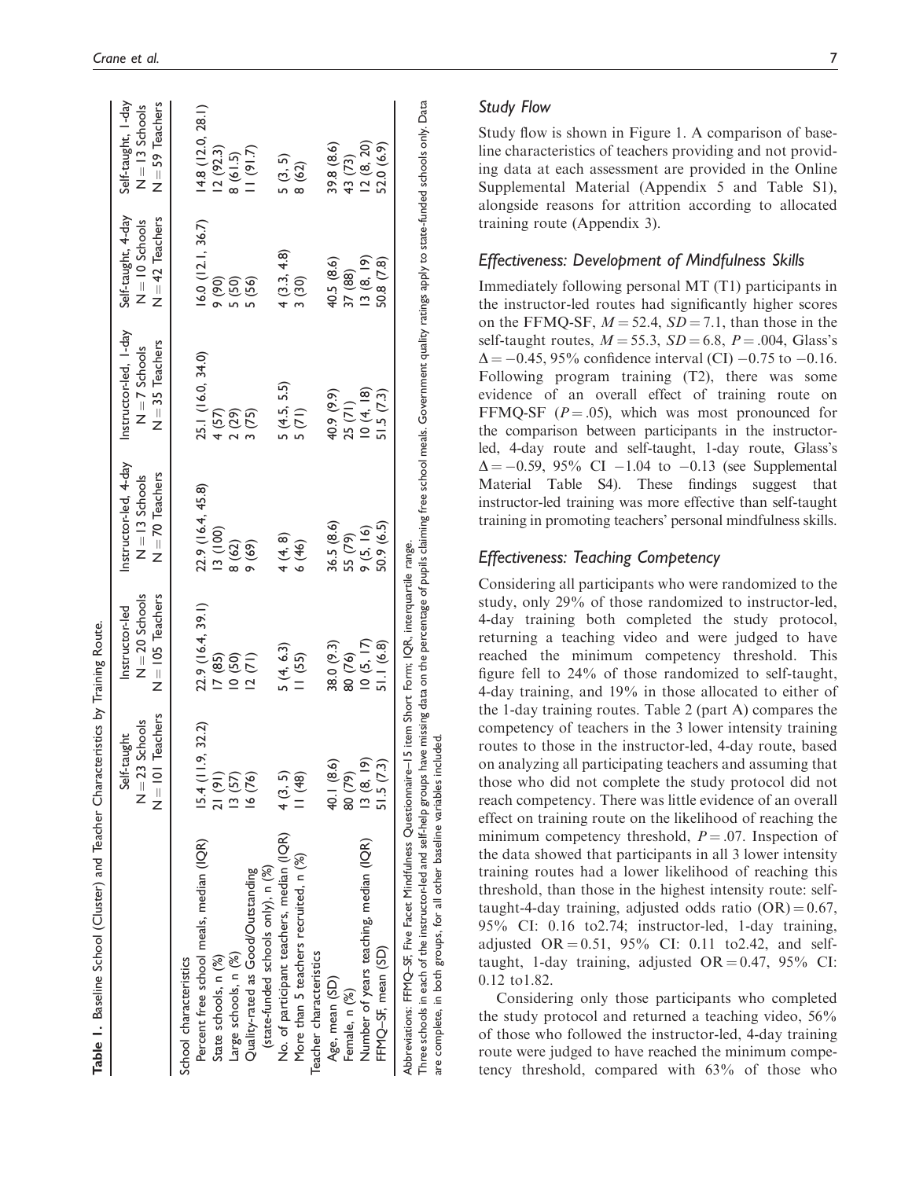**Table 1.** Baseline School (Cluster) and Teacher Characteristics by Training Route.

| | Self-taught N = 23 Schools N = 101 Teachers | Instructor-led N = 20 Schools N = 105 Teachers | Instructor-led, 4-day N = 13 Schools N = 70 Teachers | Instructor-led, 1-day N = 7 Schools N = 35 Teachers | Self-taught, 4-day N = 10 Schools N = 42 Teachers | Self-taught, 1-day N = 13 Schools N = 59 Teachers |
|---|---|---|---|---|---|---|
| School characteristics | | | | | | |
| Percent free school meals, median (IQR) | 15.4 (11.9, 32.2) | 22.9 (16.4, 39.1) | 22.9 (16.4, 45.8) | 25.1 (16.0, 34.0) | 16.0 (12.1, 36.7) | 14.8 (12.0, 28.1) |
| State schools, n (%) | 21 (91) | 17 (85) | 13 (100) | 4 (57) | 9 (90) | 12 (92.3) |
| Large schools, n (%) | 13 (57) | 10 (50) | 8 (62) | 2 (29) | 5 (50) | 8 (61.5) |
| Quality-rated as Good/Outstanding (state-funded schools only), n (%) | 16 (76) | 12 (71) | 9 (69) | 3 (75) | 5 (56) | 11 (91.7) |
| No. of participant teachers, median (IQR) | 4 (3, 5) | 5 (4, 6.3) | 4 (4, 8) | 5 (4.5, 5.5) | 4 (3.3, 4.8) | 5 (3, 5) |
| More than 5 teachers recruited, n (%) | 11 (48) | 11 (55) | 6 (46) | 5 (71) | 3 (30) | 8 (62) |
| Teacher characteristics | | | | | | |
| Age, mean (SD) | 40.1 (8.6) | 38.0 (9.3) | 36.5 (8.6) | 40.9 (9.9) | 40.5 (8.6) | 39.8 (8.6) |
| Female, n (%) | 80 (79) | 80 (76) | 55 (79) | 25 (71) | 37 (88) | 43 (73) |
| Number of years teaching, median (IQR) | 13 (8, 19) | 10 (5, 17) | 9 (5, 16) | 10 (4, 18) | 13 (8, 19) | 12 (8, 20) |
| FFMQ–SF, mean (SD) | 51.5 (7.3) | 51.1 (6.8) | 50.9 (6.5) | 51.5 (7.3) | 50.8 (7.8) | 52.0 (6.9) |

Abbreviations: FFMQ–SF, Five Facet Mindfulness Questionnaire–15 item Short Form; IQR, interquartile range.
Three schools in each of the instructor-led and self-help groups have missing data on the percentage of pupils claiming free school meals. Government quality ratings apply to state-funded schools only. Data are complete, in both groups, for all other baseline variables included.

## Study Flow

Study flow is shown in Figure 1. A comparison of baseline characteristics of teachers providing and not providing data at each assessment are provided in the Online Supplemental Material (Appendix 5 and Table S1), alongside reasons for attrition according to allocated training route (Appendix 3).

## Effectiveness: Development of Mindfulness Skills

Immediately following personal MT (T1) participants in the instructor-led routes had significantly higher scores on the FFMQ-SF, $M = 52.4$, $SD = 7.1$, than those in the self-taught routes, $M = 55.3$, $SD = 6.8$, $P = .004$, Glass's $\Delta = -0.45$, 95% confidence interval (CI) $-0.75$ to $-0.16$. Following program training (T2), there was some evidence of an overall effect of training route on FFMQ-SF ($P = .05$), which was most pronounced for the comparison between participants in the instructor-led, 4-day route and self-taught, 1-day route, Glass's $\Delta = -0.59$, 95% CI $-1.04$ to $-0.13$ (see Supplemental Material Table S4). These findings suggest that instructor-led training was more effective than self-taught training in promoting teachers' personal mindfulness skills.

## Effectiveness: Teaching Competency

Considering all participants who were randomized to the study, only 29% of those randomized to instructor-led, 4-day training both completed the study protocol, returning a teaching video and were judged to have reached the minimum competency threshold. This figure fell to 24% of those randomized to self-taught, 4-day training, and 19% in those allocated to either of the 1-day training routes. Table 2 (part A) compares the competency of teachers in the 3 lower intensity training routes to those in the instructor-led, 4-day route, based on analyzing all participating teachers and assuming that those who did not complete the study protocol did not reach competency. There was little evidence of an overall effect on training route on the likelihood of reaching the minimum competency threshold, $P = .07$. Inspection of the data showed that participants in all 3 lower intensity training routes had a lower likelihood of reaching this threshold, than those in the highest intensity route: self-taught-4-day training, adjusted odds ratio (OR) = 0.67, 95% CI: 0.16 to2.74; instructor-led, 1-day training, adjusted OR = 0.51, 95% CI: 0.11 to2.42, and self-taught, 1-day training, adjusted OR = 0.47, 95% CI: 0.12 to1.82.

Considering only those participants who completed the study protocol and returned a teaching video, 56% of those who followed the instructor-led, 4-day training route were judged to have reached the minimum competency threshold, compared with 63% of those who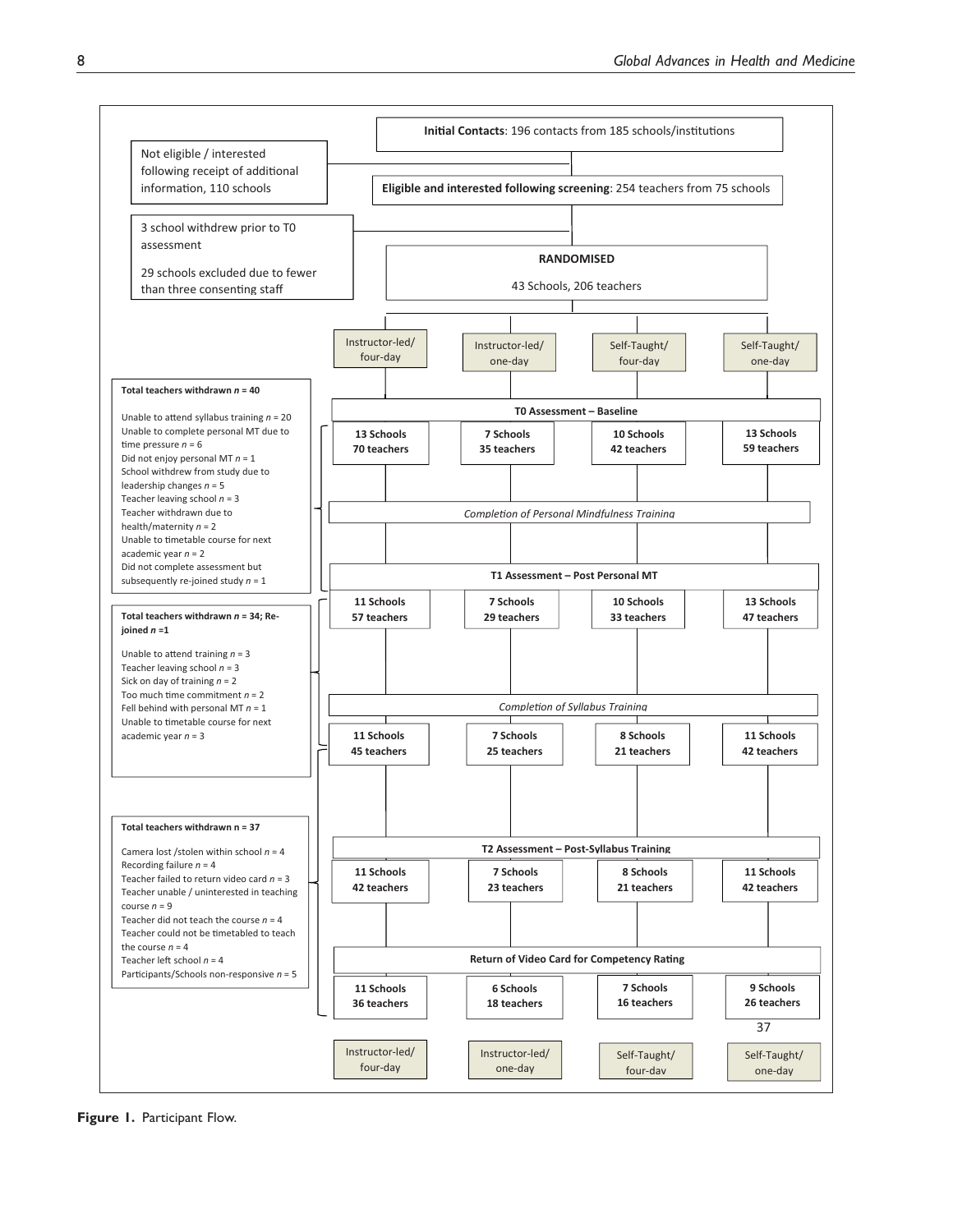**Initial Contacts**: 196 contacts from 185 schools/institutions

Not eligible / interested following receipt of additional information, 110 schools

**Eligible and interested following screening**: 254 teachers from 75 schools

3 school withdrew prior to T0 assessment

29 schools excluded due to fewer than three consenting staff

**RANDOMISED**

43 Schools, 206 teachers

| | Instructor-led/ four-day | Instructor-led/ one-day | Self-Taught/ four-day | Self-Taught/ one-day |
|---|---|---|---|---|
| **T0 Assessment – Baseline** | **13 Schools 70 teachers** | **7 Schools 35 teachers** | **10 Schools 42 teachers** | **13 Schools 59 teachers** |
| *Completion of Personal Mindfulness Training* | | | | |
| **T1 Assessment – Post Personal MT** | **11 Schools 57 teachers** | **7 Schools 29 teachers** | **10 Schools 33 teachers** | **13 Schools 47 teachers** |
| *Completion of Syllabus Training* | **11 Schools 45 teachers** | **7 Schools 25 teachers** | **8 Schools 21 teachers** | **11 Schools 42 teachers** |
| **T2 Assessment – Post-Syllabus Training** | **11 Schools 42 teachers** | **7 Schools 23 teachers** | **8 Schools 21 teachers** | **11 Schools 42 teachers** |
| **Return of Video Card for Competency Rating** | **11 Schools 36 teachers** | **6 Schools 18 teachers** | **7 Schools 16 teachers** | **9 Schools 26 teachers** |

37

**Total teachers withdrawn *n* = 40**

Unable to attend syllabus training *n* = 20
Unable to complete personal MT due to time pressure *n* = 6
Did not enjoy personal MT *n* = 1
School withdrew from study due to leadership changes *n* = 5
Teacher leaving school *n* = 3
Teacher withdrawn due to health/maternity *n* = 2
Unable to timetable course for next academic year *n* = 2
Did not complete assessment but subsequently re-joined study *n* = 1

**Total teachers withdrawn *n* = 34; Re-joined *n* =1**

Unable to attend training *n* = 3
Teacher leaving school *n* = 3
Sick on day of training *n* = 2
Too much time commitment *n* = 2
Fell behind with personal MT *n* = 1
Unable to timetable course for next academic year *n* = 3

**Total teachers withdrawn n = 37**

Camera lost /stolen within school *n* = 4
Recording failure *n* = 4
Teacher failed to return video card *n* = 3
Teacher unable / uninterested in teaching course *n* = 9
Teacher did not teach the course *n* = 4
Teacher could not be timetabled to teach the course *n* = 4
Teacher left school *n* = 4
Participants/Schools non-responsive *n* = 5

**Figure 1.** Participant Flow.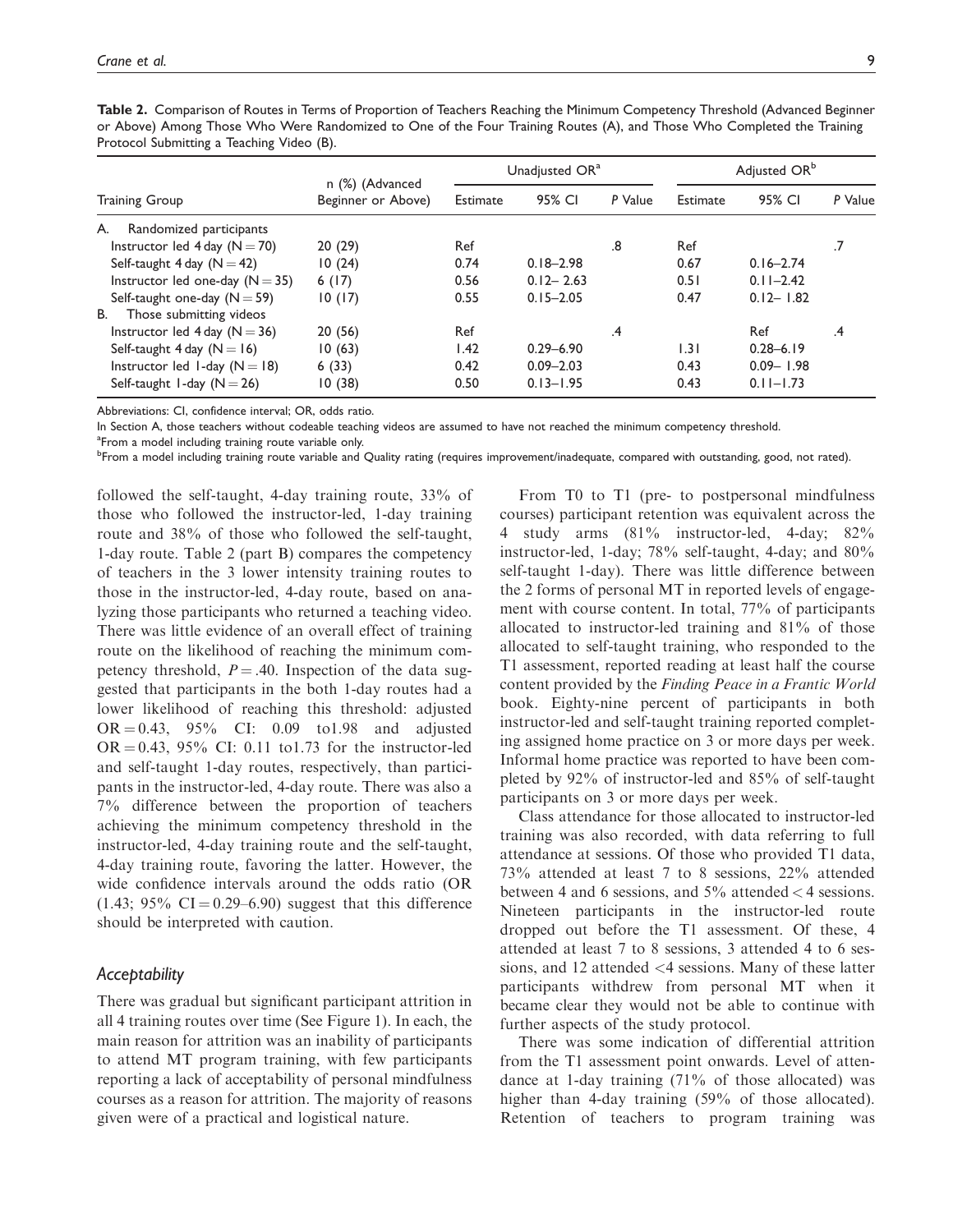**Table 2.** Comparison of Routes in Terms of Proportion of Teachers Reaching the Minimum Competency Threshold (Advanced Beginner or Above) Among Those Who Were Randomized to One of the Four Training Routes (A), and Those Who Completed the Training Protocol Submitting a Teaching Video (B).

| Training Group | n (%) (Advanced Beginner or Above) | Unadjusted OR[a] | | | Adjusted OR[b] | | |
|---|---|---|---|---|---|---|---|
| | | Estimate | 95% CI | P Value | Estimate | 95% CI | P Value |
| A. Randomized participants | | | | | | | |
| Instructor led 4 day (N = 70) | 20 (29) | Ref | | .8 | Ref | | .7 |
| Self-taught 4 day (N = 42) | 10 (24) | 0.74 | 0.18–2.98 | | 0.67 | 0.16–2.74 | |
| Instructor led one-day (N = 35) | 6 (17) | 0.56 | 0.12– 2.63 | | 0.51 | 0.11–2.42 | |
| Self-taught one-day (N = 59) | 10 (17) | 0.55 | 0.15–2.05 | | 0.47 | 0.12– 1.82 | |
| B. Those submitting videos | | | | | | | |
| Instructor led 4 day (N = 36) | 20 (56) | Ref | | .4 | | Ref | .4 |
| Self-taught 4 day (N = 16) | 10 (63) | 1.42 | 0.29–6.90 | | 1.31 | 0.28–6.19 | |
| Instructor led 1-day (N = 18) | 6 (33) | 0.42 | 0.09–2.03 | | 0.43 | 0.09– 1.98 | |
| Self-taught 1-day (N = 26) | 10 (38) | 0.50 | 0.13–1.95 | | 0.43 | 0.11–1.73 | |

Abbreviations: CI, confidence interval; OR, odds ratio.

In Section A, those teachers without codeable teaching videos are assumed to have not reached the minimum competency threshold.

[a]From a model including training route variable only.

[b]From a model including training route variable and Quality rating (requires improvement/inadequate, compared with outstanding, good, not rated).

followed the self-taught, 4-day training route, 33% of those who followed the instructor-led, 1-day training route and 38% of those who followed the self-taught, 1-day route. Table 2 (part B) compares the competency of teachers in the 3 lower intensity training routes to those in the instructor-led, 4-day route, based on analyzing those participants who returned a teaching video. There was little evidence of an overall effect of training route on the likelihood of reaching the minimum competency threshold, $P = .40$. Inspection of the data suggested that participants in the both 1-day routes had a lower likelihood of reaching this threshold: adjusted OR = 0.43, 95% CI: 0.09 to1.98 and adjusted OR = 0.43, 95% CI: 0.11 to1.73 for the instructor-led and self-taught 1-day routes, respectively, than participants in the instructor-led, 4-day route. There was also a 7% difference between the proportion of teachers achieving the minimum competency threshold in the instructor-led, 4-day training route and the self-taught, 4-day training route, favoring the latter. However, the wide confidence intervals around the odds ratio (OR (1.43; 95% CI = 0.29–6.90) suggest that this difference should be interpreted with caution.

### *Acceptability*

There was gradual but significant participant attrition in all 4 training routes over time (See Figure 1). In each, the main reason for attrition was an inability of participants to attend MT program training, with few participants reporting a lack of acceptability of personal mindfulness courses as a reason for attrition. The majority of reasons given were of a practical and logistical nature.

From T0 to T1 (pre- to postpersonal mindfulness courses) participant retention was equivalent across the 4 study arms (81% instructor-led, 4-day; 82% instructor-led, 1-day; 78% self-taught, 4-day; and 80% self-taught 1-day). There was little difference between the 2 forms of personal MT in reported levels of engagement with course content. In total, 77% of participants allocated to instructor-led training and 81% of those allocated to self-taught training, who responded to the T1 assessment, reported reading at least half the course content provided by the *Finding Peace in a Frantic World* book. Eighty-nine percent of participants in both instructor-led and self-taught training reported completing assigned home practice on 3 or more days per week. Informal home practice was reported to have been completed by 92% of instructor-led and 85% of self-taught participants on 3 or more days per week.

Class attendance for those allocated to instructor-led training was also recorded, with data referring to full attendance at sessions. Of those who provided T1 data, 73% attended at least 7 to 8 sessions, 22% attended between 4 and 6 sessions, and 5% attended < 4 sessions. Nineteen participants in the instructor-led route dropped out before the T1 assessment. Of these, 4 attended at least 7 to 8 sessions, 3 attended 4 to 6 sessions, and 12 attended <4 sessions. Many of these latter participants withdrew from personal MT when it became clear they would not be able to continue with further aspects of the study protocol.

There was some indication of differential attrition from the T1 assessment point onwards. Level of attendance at 1-day training (71% of those allocated) was higher than 4-day training (59% of those allocated). Retention of teachers to program training was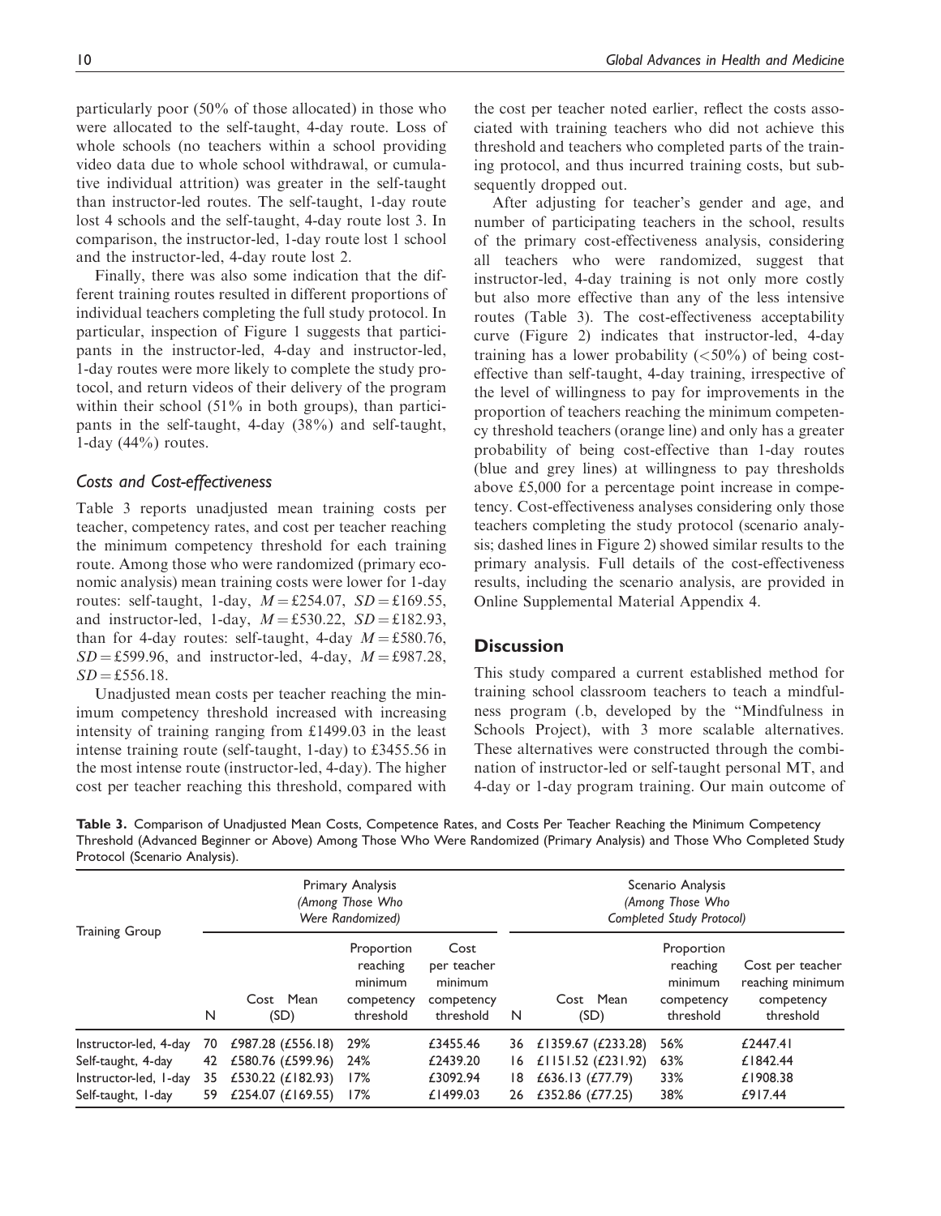particularly poor (50% of those allocated) in those who were allocated to the self-taught, 4-day route. Loss of whole schools (no teachers within a school providing video data due to whole school withdrawal, or cumulative individual attrition) was greater in the self-taught than instructor-led routes. The self-taught, 1-day route lost 4 schools and the self-taught, 4-day route lost 3. In comparison, the instructor-led, 1-day route lost 1 school and the instructor-led, 4-day route lost 2.

Finally, there was also some indication that the different training routes resulted in different proportions of individual teachers completing the full study protocol. In particular, inspection of Figure 1 suggests that participants in the instructor-led, 4-day and instructor-led, 1-day routes were more likely to complete the study protocol, and return videos of their delivery of the program within their school (51% in both groups), than participants in the self-taught, 4-day (38%) and self-taught, 1-day (44%) routes.

### Costs and Cost-effectiveness

Table 3 reports unadjusted mean training costs per teacher, competency rates, and cost per teacher reaching the minimum competency threshold for each training route. Among those who were randomized (primary economic analysis) mean training costs were lower for 1-day routes: self-taught, 1-day, $M = £254.07$, $SD = £169.55$, and instructor-led, 1-day, $M = £530.22$, $SD = £182.93$, than for 4-day routes: self-taught, 4-day $M = £580.76$, $SD = £599.96$, and instructor-led, 4-day, $M = £987.28$, $SD = £556.18$.

Unadjusted mean costs per teacher reaching the minimum competency threshold increased with increasing intensity of training ranging from £1499.03 in the least intense training route (self-taught, 1-day) to £3455.56 in the most intense route (instructor-led, 4-day). The higher cost per teacher reaching this threshold, compared with the cost per teacher noted earlier, reflect the costs associated with training teachers who did not achieve this threshold and teachers who completed parts of the training protocol, and thus incurred training costs, but subsequently dropped out.

After adjusting for teacher's gender and age, and number of participating teachers in the school, results of the primary cost-effectiveness analysis, considering all teachers who were randomized, suggest that instructor-led, 4-day training is not only more costly but also more effective than any of the less intensive routes (Table 3). The cost-effectiveness acceptability curve (Figure 2) indicates that instructor-led, 4-day training has a lower probability (<50%) of being cost-effective than self-taught, 4-day training, irrespective of the level of willingness to pay for improvements in the proportion of teachers reaching the minimum competency threshold teachers (orange line) and only has a greater probability of being cost-effective than 1-day routes (blue and grey lines) at willingness to pay thresholds above £5,000 for a percentage point increase in competency. Cost-effectiveness analyses considering only those teachers completing the study protocol (scenario analysis; dashed lines in Figure 2) showed similar results to the primary analysis. Full details of the cost-effectiveness results, including the scenario analysis, are provided in Online Supplemental Material Appendix 4.

## Discussion

This study compared a current established method for training school classroom teachers to teach a mindfulness program (.b, developed by the "Mindfulness in Schools Project), with 3 more scalable alternatives. These alternatives were constructed through the combination of instructor-led or self-taught personal MT, and 4-day or 1-day program training. Our main outcome of

**Table 3.** Comparison of Unadjusted Mean Costs, Competence Rates, and Costs Per Teacher Reaching the Minimum Competency Threshold (Advanced Beginner or Above) Among Those Who Were Randomized (Primary Analysis) and Those Who Completed Study Protocol (Scenario Analysis).

| Training Group | Primary Analysis *(Among Those Who Were Randomized)* | | | | Scenario Analysis *(Among Those Who Completed Study Protocol)* | | | |
|---|---|---|---|---|---|---|---|---|
| | N | Cost Mean (SD) | Proportion reaching minimum competency threshold | Cost per teacher minimum competency threshold | N | Cost Mean (SD) | Proportion reaching minimum competency threshold | Cost per teacher reaching minimum competency threshold |
| Instructor-led, 4-day | 70 | £987.28 (£556.18) | 29% | £3455.46 | 36 | £1359.67 (£233.28) | 56% | £2447.41 |
| Self-taught, 4-day | 42 | £580.76 (£599.96) | 24% | £2439.20 | 16 | £1151.52 (£231.92) | 63% | £1842.44 |
| Instructor-led, 1-day | 35 | £530.22 (£182.93) | 17% | £3092.94 | 18 | £636.13 (£77.79) | 33% | £1908.38 |
| Self-taught, 1-day | 59 | £254.07 (£169.55) | 17% | £1499.03 | 26 | £352.86 (£77.25) | 38% | £917.44 |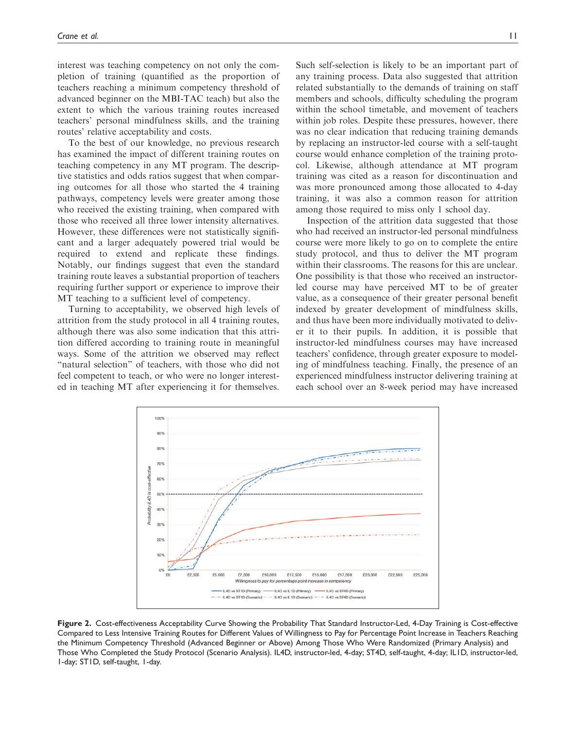interest was teaching competency on not only the completion of training (quantified as the proportion of teachers reaching a minimum competency threshold of advanced beginner on the MBI-TAC teach) but also the extent to which the various training routes increased teachers' personal mindfulness skills, and the training routes' relative acceptability and costs.

To the best of our knowledge, no previous research has examined the impact of different training routes on teaching competency in any MT program. The descriptive statistics and odds ratios suggest that when comparing outcomes for all those who started the 4 training pathways, competency levels were greater among those who received the existing training, when compared with those who received all three lower intensity alternatives. However, these differences were not statistically significant and a larger adequately powered trial would be required to extend and replicate these findings. Notably, our findings suggest that even the standard training route leaves a substantial proportion of teachers requiring further support or experience to improve their MT teaching to a sufficient level of competency.

Turning to acceptability, we observed high levels of attrition from the study protocol in all 4 training routes, although there was also some indication that this attrition differed according to training route in meaningful ways. Some of the attrition we observed may reflect "natural selection" of teachers, with those who did not feel competent to teach, or who were no longer interested in teaching MT after experiencing it for themselves. Such self-selection is likely to be an important part of any training process. Data also suggested that attrition related substantially to the demands of training on staff members and schools, difficulty scheduling the program within the school timetable, and movement of teachers within job roles. Despite these pressures, however, there was no clear indication that reducing training demands by replacing an instructor-led course with a self-taught course would enhance completion of the training protocol. Likewise, although attendance at MT program training was cited as a reason for discontinuation and was more pronounced among those allocated to 4-day training, it was also a common reason for attrition among those required to miss only 1 school day.

Inspection of the attrition data suggested that those who had received an instructor-led personal mindfulness course were more likely to go on to complete the entire study protocol, and thus to deliver the MT program within their classrooms. The reasons for this are unclear. One possibility is that those who received an instructor-led course may have perceived MT to be of greater value, as a consequence of their greater personal benefit indexed by greater development of mindfulness skills, and thus have been more individually motivated to deliver it to their pupils. In addition, it is possible that instructor-led mindfulness courses may have increased teachers' confidence, through greater exposure to modeling of mindfulness teaching. Finally, the presence of an experienced mindfulness instructor delivering training at each school over an 8-week period may have increased

**Figure 2.** Cost-effectiveness Acceptability Curve Showing the Probability That Standard Instructor-Led, 4-Day Training is Cost-effective Compared to Less Intensive Training Routes for Different Values of Willingness to Pay for Percentage Point Increase in Teachers Reaching the Minimum Competency Threshold (Advanced Beginner or Above) Among Those Who Were Randomized (Primary Analysis) and Those Who Completed the Study Protocol (Scenario Analysis). IL4D, instructor-led, 4-day; ST4D, self-taught, 4-day; IL1D, instructor-led, 1-day; ST1D, self-taught, 1-day.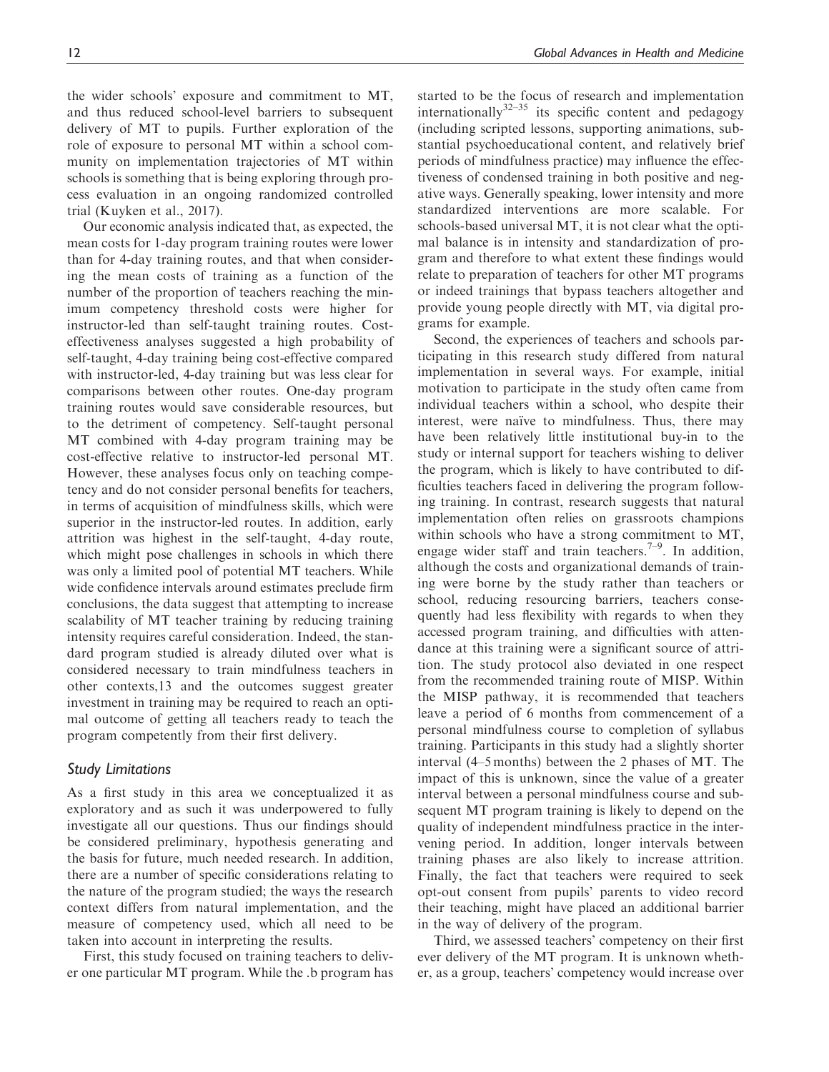the wider schools' exposure and commitment to MT, and thus reduced school-level barriers to subsequent delivery of MT to pupils. Further exploration of the role of exposure to personal MT within a school community on implementation trajectories of MT within schools is something that is being exploring through process evaluation in an ongoing randomized controlled trial (Kuyken et al., 2017).

Our economic analysis indicated that, as expected, the mean costs for 1-day program training routes were lower than for 4-day training routes, and that when considering the mean costs of training as a function of the number of the proportion of teachers reaching the minimum competency threshold costs were higher for instructor-led than self-taught training routes. Cost-effectiveness analyses suggested a high probability of self-taught, 4-day training being cost-effective compared with instructor-led, 4-day training but was less clear for comparisons between other routes. One-day program training routes would save considerable resources, but to the detriment of competency. Self-taught personal MT combined with 4-day program training may be cost-effective relative to instructor-led personal MT. However, these analyses focus only on teaching competency and do not consider personal benefits for teachers, in terms of acquisition of mindfulness skills, which were superior in the instructor-led routes. In addition, early attrition was highest in the self-taught, 4-day route, which might pose challenges in schools in which there was only a limited pool of potential MT teachers. While wide confidence intervals around estimates preclude firm conclusions, the data suggest that attempting to increase scalability of MT teacher training by reducing training intensity requires careful consideration. Indeed, the standard program studied is already diluted over what is considered necessary to train mindfulness teachers in other contexts,13 and the outcomes suggest greater investment in training may be required to reach an optimal outcome of getting all teachers ready to teach the program competently from their first delivery.

### Study Limitations

As a first study in this area we conceptualized it as exploratory and as such it was underpowered to fully investigate all our questions. Thus our findings should be considered preliminary, hypothesis generating and the basis for future, much needed research. In addition, there are a number of specific considerations relating to the nature of the program studied; the ways the research context differs from natural implementation, and the measure of competency used, which all need to be taken into account in interpreting the results.

First, this study focused on training teachers to deliver one particular MT program. While the .b program has started to be the focus of research and implementation internationally[32–35] its specific content and pedagogy (including scripted lessons, supporting animations, substantial psychoeducational content, and relatively brief periods of mindfulness practice) may influence the effectiveness of condensed training in both positive and negative ways. Generally speaking, lower intensity and more standardized interventions are more scalable. For schools-based universal MT, it is not clear what the optimal balance is in intensity and standardization of program and therefore to what extent these findings would relate to preparation of teachers for other MT programs or indeed trainings that bypass teachers altogether and provide young people directly with MT, via digital programs for example.

Second, the experiences of teachers and schools participating in this research study differed from natural implementation in several ways. For example, initial motivation to participate in the study often came from individual teachers within a school, who despite their interest, were naïve to mindfulness. Thus, there may have been relatively little institutional buy-in to the study or internal support for teachers wishing to deliver the program, which is likely to have contributed to difficulties teachers faced in delivering the program following training. In contrast, research suggests that natural implementation often relies on grassroots champions within schools who have a strong commitment to MT, engage wider staff and train teachers.[7–9]. In addition, although the costs and organizational demands of training were borne by the study rather than teachers or school, reducing resourcing barriers, teachers consequently had less flexibility with regards to when they accessed program training, and difficulties with attendance at this training were a significant source of attrition. The study protocol also deviated in one respect from the recommended training route of MISP. Within the MISP pathway, it is recommended that teachers leave a period of 6 months from commencement of a personal mindfulness course to completion of syllabus training. Participants in this study had a slightly shorter interval (4–5 months) between the 2 phases of MT. The impact of this is unknown, since the value of a greater interval between a personal mindfulness course and subsequent MT program training is likely to depend on the quality of independent mindfulness practice in the intervening period. In addition, longer intervals between training phases are also likely to increase attrition. Finally, the fact that teachers were required to seek opt-out consent from pupils' parents to video record their teaching, might have placed an additional barrier in the way of delivery of the program.

Third, we assessed teachers' competency on their first ever delivery of the MT program. It is unknown whether, as a group, teachers' competency would increase over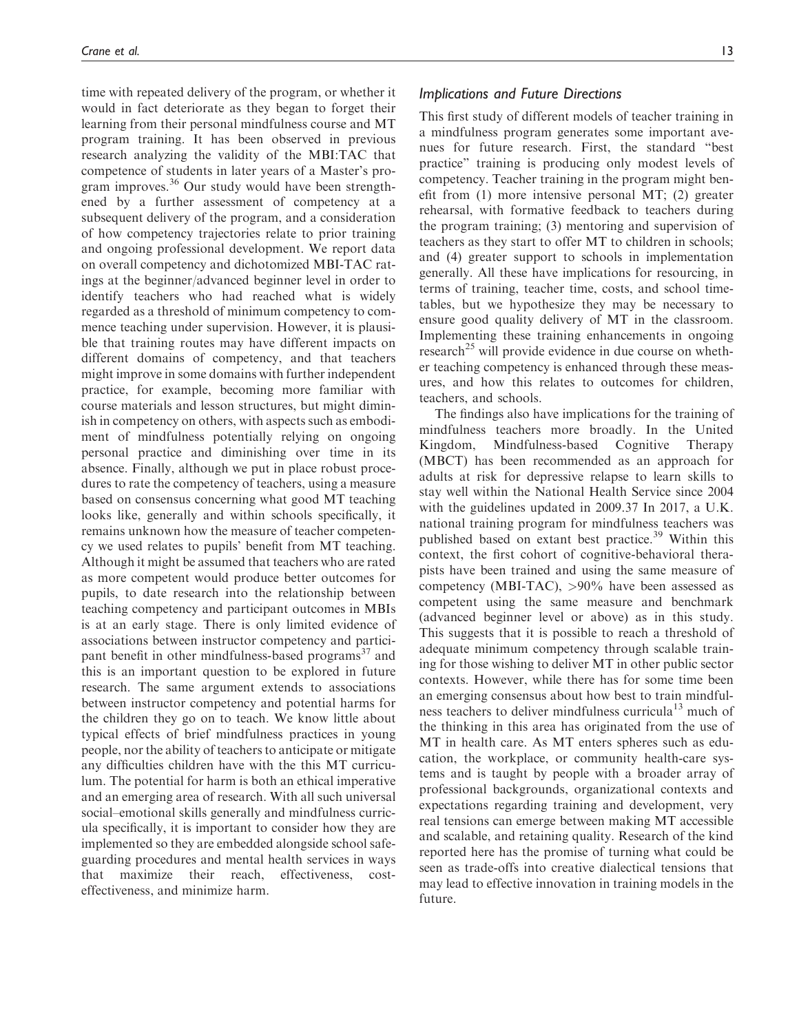time with repeated delivery of the program, or whether it would in fact deteriorate as they began to forget their learning from their personal mindfulness course and MT program training. It has been observed in previous research analyzing the validity of the MBI:TAC that competence of students in later years of a Master's program improves.[36] Our study would have been strengthened by a further assessment of competency at a subsequent delivery of the program, and a consideration of how competency trajectories relate to prior training and ongoing professional development. We report data on overall competency and dichotomized MBI-TAC ratings at the beginner/advanced beginner level in order to identify teachers who had reached what is widely regarded as a threshold of minimum competency to commence teaching under supervision. However, it is plausible that training routes may have different impacts on different domains of competency, and that teachers might improve in some domains with further independent practice, for example, becoming more familiar with course materials and lesson structures, but might diminish in competency on others, with aspects such as embodiment of mindfulness potentially relying on ongoing personal practice and diminishing over time in its absence. Finally, although we put in place robust procedures to rate the competency of teachers, using a measure based on consensus concerning what good MT teaching looks like, generally and within schools specifically, it remains unknown how the measure of teacher competency we used relates to pupils' benefit from MT teaching. Although it might be assumed that teachers who are rated as more competent would produce better outcomes for pupils, to date research into the relationship between teaching competency and participant outcomes in MBIs is at an early stage. There is only limited evidence of associations between instructor competency and participant benefit in other mindfulness-based programs[37] and this is an important question to be explored in future research. The same argument extends to associations between instructor competency and potential harms for the children they go on to teach. We know little about typical effects of brief mindfulness practices in young people, nor the ability of teachers to anticipate or mitigate any difficulties children have with the this MT curriculum. The potential for harm is both an ethical imperative and an emerging area of research. With all such universal social–emotional skills generally and mindfulness curricula specifically, it is important to consider how they are implemented so they are embedded alongside school safeguarding procedures and mental health services in ways that maximize their reach, effectiveness, cost-effectiveness, and minimize harm.

### *Implications and Future Directions*

This first study of different models of teacher training in a mindfulness program generates some important avenues for future research. First, the standard "best practice" training is producing only modest levels of competency. Teacher training in the program might benefit from (1) more intensive personal MT; (2) greater rehearsal, with formative feedback to teachers during the program training; (3) mentoring and supervision of teachers as they start to offer MT to children in schools; and (4) greater support to schools in implementation generally. All these have implications for resourcing, in terms of training, teacher time, costs, and school timetables, but we hypothesize they may be necessary to ensure good quality delivery of MT in the classroom. Implementing these training enhancements in ongoing research[25] will provide evidence in due course on whether teaching competency is enhanced through these measures, and how this relates to outcomes for children, teachers, and schools.

The findings also have implications for the training of mindfulness teachers more broadly. In the United Kingdom, Mindfulness-based Cognitive Therapy (MBCT) has been recommended as an approach for adults at risk for depressive relapse to learn skills to stay well within the National Health Service since 2004 with the guidelines updated in 2009.37 In 2017, a U.K. national training program for mindfulness teachers was published based on extant best practice.[39] Within this context, the first cohort of cognitive-behavioral therapists have been trained and using the same measure of competency (MBI-TAC), >90% have been assessed as competent using the same measure and benchmark (advanced beginner level or above) as in this study. This suggests that it is possible to reach a threshold of adequate minimum competency through scalable training for those wishing to deliver MT in other public sector contexts. However, while there has for some time been an emerging consensus about how best to train mindfulness teachers to deliver mindfulness curricula[13] much of the thinking in this area has originated from the use of MT in health care. As MT enters spheres such as education, the workplace, or community health-care systems and is taught by people with a broader array of professional backgrounds, organizational contexts and expectations regarding training and development, very real tensions can emerge between making MT accessible and scalable, and retaining quality. Research of the kind reported here has the promise of turning what could be seen as trade-offs into creative dialectical tensions that may lead to effective innovation in training models in the future.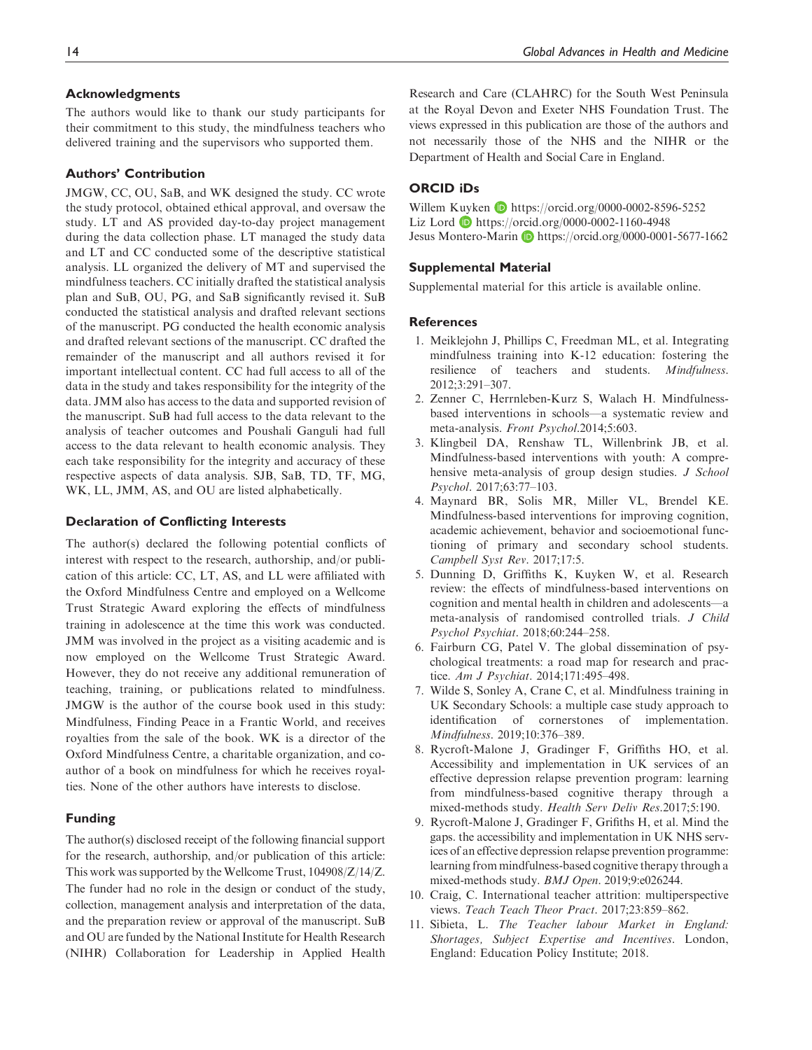## Acknowledgments

The authors would like to thank our study participants for their commitment to this study, the mindfulness teachers who delivered training and the supervisors who supported them.

## Authors' Contribution

JMGW, CC, OU, SaB, and WK designed the study. CC wrote the study protocol, obtained ethical approval, and oversaw the study. LT and AS provided day-to-day project management during the data collection phase. LT managed the study data and LT and CC conducted some of the descriptive statistical analysis. LL organized the delivery of MT and supervised the mindfulness teachers. CC initially drafted the statistical analysis plan and SuB, OU, PG, and SaB significantly revised it. SuB conducted the statistical analysis and drafted relevant sections of the manuscript. PG conducted the health economic analysis and drafted relevant sections of the manuscript. CC drafted the remainder of the manuscript and all authors revised it for important intellectual content. CC had full access to all of the data in the study and takes responsibility for the integrity of the data. JMM also has access to the data and supported revision of the manuscript. SuB had full access to the data relevant to the analysis of teacher outcomes and Poushali Ganguli had full access to the data relevant to health economic analysis. They each take responsibility for the integrity and accuracy of these respective aspects of data analysis. SJB, SaB, TD, TF, MG, WK, LL, JMM, AS, and OU are listed alphabetically.

## Declaration of Conflicting Interests

The author(s) declared the following potential conflicts of interest with respect to the research, authorship, and/or publication of this article: CC, LT, AS, and LL were affiliated with the Oxford Mindfulness Centre and employed on a Wellcome Trust Strategic Award exploring the effects of mindfulness training in adolescence at the time this work was conducted. JMM was involved in the project as a visiting academic and is now employed on the Wellcome Trust Strategic Award. However, they do not receive any additional remuneration of teaching, training, or publications related to mindfulness. JMGW is the author of the course book used in this study: Mindfulness, Finding Peace in a Frantic World, and receives royalties from the sale of the book. WK is a director of the Oxford Mindfulness Centre, a charitable organization, and co-author of a book on mindfulness for which he receives royalties. None of the other authors have interests to disclose.

## Funding

The author(s) disclosed receipt of the following financial support for the research, authorship, and/or publication of this article: This work was supported by the Wellcome Trust, 104908/Z/14/Z. The funder had no role in the design or conduct of the study, collection, management analysis and interpretation of the data, and the preparation review or approval of the manuscript. SuB and OU are funded by the National Institute for Health Research (NIHR) Collaboration for Leadership in Applied Health Research and Care (CLAHRC) for the South West Peninsula at the Royal Devon and Exeter NHS Foundation Trust. The views expressed in this publication are those of the authors and not necessarily those of the NHS and the NIHR or the Department of Health and Social Care in England.

## ORCID iDs

Willem Kuyken https://orcid.org/0000-0002-8596-5252
Liz Lord https://orcid.org/0000-0002-1160-4948
Jesus Montero-Marin https://orcid.org/0000-0001-5677-1662

## Supplemental Material

Supplemental material for this article is available online.

## References

1. Meiklejohn J, Phillips C, Freedman ML, et al. Integrating mindfulness training into K-12 education: fostering the resilience of teachers and students. *Mindfulness*. 2012;3:291–307.
2. Zenner C, Herrnleben-Kurz S, Walach H. Mindfulness-based interventions in schools—a systematic review and meta-analysis. *Front Psychol*.2014;5:603.
3. Klingbeil DA, Renshaw TL, Willenbrink JB, et al. Mindfulness-based interventions with youth: A comprehensive meta-analysis of group design studies. *J School Psychol*. 2017;63:77–103.
4. Maynard BR, Solis MR, Miller VL, Brendel KE. Mindfulness-based interventions for improving cognition, academic achievement, behavior and socioemotional functioning of primary and secondary school students. *Campbell Syst Rev*. 2017;17:5.
5. Dunning D, Griffiths K, Kuyken W, et al. Research review: the effects of mindfulness-based interventions on cognition and mental health in children and adolescents—a meta-analysis of randomised controlled trials. *J Child Psychol Psychiat*. 2018;60:244–258.
6. Fairburn CG, Patel V. The global dissemination of psychological treatments: a road map for research and practice. *Am J Psychiat*. 2014;171:495–498.
7. Wilde S, Sonley A, Crane C, et al. Mindfulness training in UK Secondary Schools: a multiple case study approach to identification of cornerstones of implementation. *Mindfulness*. 2019;10:376–389.
8. Rycroft-Malone J, Gradinger F, Griffiths HO, et al. Accessibility and implementation in UK services of an effective depression relapse prevention program: learning from mindfulness-based cognitive therapy through a mixed-methods study. *Health Serv Deliv Res*.2017;5:190.
9. Rycroft-Malone J, Gradinger F, Grifiths H, et al. Mind the gaps. the accessibility and implementation in UK NHS services of an effective depression relapse prevention programme: learning from mindfulness-based cognitive therapy through a mixed-methods study. *BMJ Open*. 2019;9:e026244.
10. Craig, C. International teacher attrition: multiperspective views. *Teach Teach Theor Pract*. 2017;23:859–862.
11. Sibieta, L. *The Teacher labour Market in England: Shortages, Subject Expertise and Incentives*. London, England: Education Policy Institute; 2018.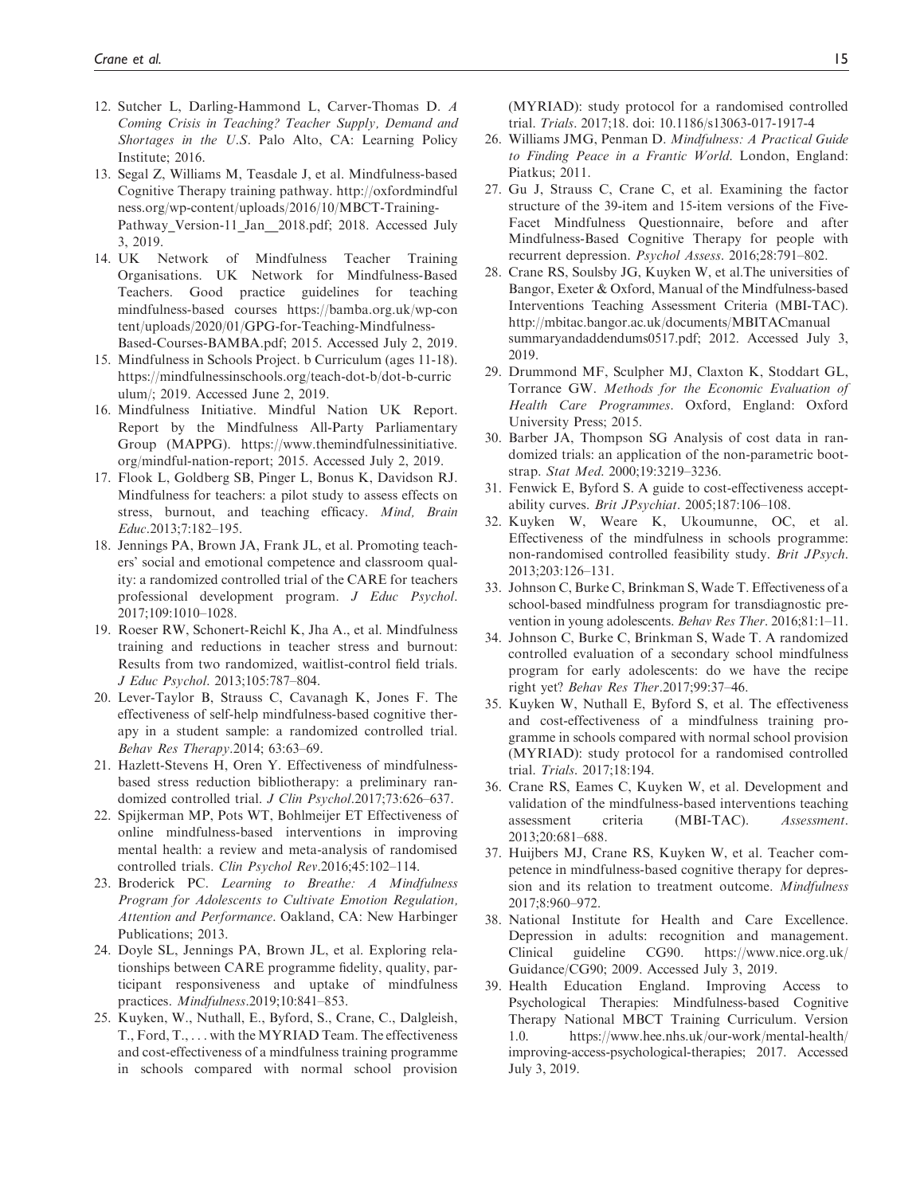12. Sutcher L, Darling-Hammond L, Carver-Thomas D. *A Coming Crisis in Teaching? Teacher Supply, Demand and Shortages in the U.S*. Palo Alto, CA: Learning Policy Institute; 2016.
13. Segal Z, Williams M, Teasdale J, et al. Mindfulness-based Cognitive Therapy training pathway. http://oxfordmindfulness.org/wp-content/uploads/2016/10/MBCT-Training-Pathway_Version-11_Jan__2018.pdf; 2018. Accessed July 3, 2019.
14. UK Network of Mindfulness Teacher Training Organisations. UK Network for Mindfulness-Based Teachers. Good practice guidelines for teaching mindfulness-based courses https://bamba.org.uk/wp-content/uploads/2020/01/GPG-for-Teaching-Mindfulness-Based-Courses-BAMBA.pdf; 2015. Accessed July 2, 2019.
15. Mindfulness in Schools Project. b Curriculum (ages 11-18). https://mindfulnessinschools.org/teach-dot-b/dot-b-curriculum/; 2019. Accessed June 2, 2019.
16. Mindfulness Initiative. Mindful Nation UK Report. Report by the Mindfulness All-Party Parliamentary Group (MAPPG). https://www.themindfulnessinitiative.org/mindful-nation-report; 2015. Accessed July 2, 2019.
17. Flook L, Goldberg SB, Pinger L, Bonus K, Davidson RJ. Mindfulness for teachers: a pilot study to assess effects on stress, burnout, and teaching efficacy. *Mind, Brain Educ*.2013;7:182–195.
18. Jennings PA, Brown JA, Frank JL, et al. Promoting teachers' social and emotional competence and classroom quality: a randomized controlled trial of the CARE for teachers professional development program. *J Educ Psychol*. 2017;109:1010–1028.
19. Roeser RW, Schonert-Reichl K, Jha A., et al. Mindfulness training and reductions in teacher stress and burnout: Results from two randomized, waitlist-control field trials. *J Educ Psychol*. 2013;105:787–804.
20. Lever-Taylor B, Strauss C, Cavanagh K, Jones F. The effectiveness of self-help mindfulness-based cognitive therapy in a student sample: a randomized controlled trial. *Behav Res Therapy*.2014; 63:63–69.
21. Hazlett-Stevens H, Oren Y. Effectiveness of mindfulness-based stress reduction bibliotherapy: a preliminary randomized controlled trial. *J Clin Psychol*.2017;73:626–637.
22. Spijkerman MP, Pots WT, Bohlmeijer ET Effectiveness of online mindfulness-based interventions in improving mental health: a review and meta-analysis of randomised controlled trials. *Clin Psychol Rev*.2016;45:102–114.
23. Broderick PC. *Learning to Breathe: A Mindfulness Program for Adolescents to Cultivate Emotion Regulation, Attention and Performance*. Oakland, CA: New Harbinger Publications; 2013.
24. Doyle SL, Jennings PA, Brown JL, et al. Exploring relationships between CARE programme fidelity, quality, participant responsiveness and uptake of mindfulness practices. *Mindfulness*.2019;10:841–853.
25. Kuyken, W., Nuthall, E., Byford, S., Crane, C., Dalgleish, T., Ford, T., . . . with the MYRIAD Team. The effectiveness and cost-effectiveness of a mindfulness training programme in schools compared with normal school provision (MYRIAD): study protocol for a randomised controlled trial. *Trials*. 2017;18. doi: 10.1186/s13063-017-1917-4
26. Williams JMG, Penman D. *Mindfulness: A Practical Guide to Finding Peace in a Frantic World*. London, England: Piatkus; 2011.
27. Gu J, Strauss C, Crane C, et al. Examining the factor structure of the 39-item and 15-item versions of the Five-Facet Mindfulness Questionnaire, before and after Mindfulness-Based Cognitive Therapy for people with recurrent depression. *Psychol Assess*. 2016;28:791–802.
28. Crane RS, Soulsby JG, Kuyken W, et al.The universities of Bangor, Exeter & Oxford, Manual of the Mindfulness-based Interventions Teaching Assessment Criteria (MBI-TAC). http://mbitac.bangor.ac.uk/documents/MBITACmanual summaryandaddendums0517.pdf; 2012. Accessed July 3, 2019.
29. Drummond MF, Sculpher MJ, Claxton K, Stoddart GL, Torrance GW. *Methods for the Economic Evaluation of Health Care Programmes*. Oxford, England: Oxford University Press; 2015.
30. Barber JA, Thompson SG Analysis of cost data in randomized trials: an application of the non-parametric bootstrap. *Stat Med*. 2000;19:3219–3236.
31. Fenwick E, Byford S. A guide to cost-effectiveness acceptability curves. *Brit JPsychiat*. 2005;187:106–108.
32. Kuyken W, Weare K, Ukoumunne, OC, et al. Effectiveness of the mindfulness in schools programme: non-randomised controlled feasibility study. *Brit JPsych*. 2013;203:126–131.
33. Johnson C, Burke C, Brinkman S, Wade T. Effectiveness of a school-based mindfulness program for transdiagnostic prevention in young adolescents. *Behav Res Ther*. 2016;81:1–11.
34. Johnson C, Burke C, Brinkman S, Wade T. A randomized controlled evaluation of a secondary school mindfulness program for early adolescents: do we have the recipe right yet? *Behav Res Ther*.2017;99:37–46.
35. Kuyken W, Nuthall E, Byford S, et al. The effectiveness and cost-effectiveness of a mindfulness training programme in schools compared with normal school provision (MYRIAD): study protocol for a randomised controlled trial. *Trials*. 2017;18:194.
36. Crane RS, Eames C, Kuyken W, et al. Development and validation of the mindfulness-based interventions teaching assessment criteria (MBI-TAC). *Assessment*. 2013;20:681–688.
37. Huijbers MJ, Crane RS, Kuyken W, et al. Teacher competence in mindfulness-based cognitive therapy for depression and its relation to treatment outcome. *Mindfulness* 2017;8:960–972.
38. National Institute for Health and Care Excellence. Depression in adults: recognition and management. Clinical guideline CG90. https://www.nice.org.uk/Guidance/CG90; 2009. Accessed July 3, 2019.
39. Health Education England. Improving Access to Psychological Therapies: Mindfulness-based Cognitive Therapy National MBCT Training Curriculum. Version 1.0. https://www.hee.nhs.uk/our-work/mental-health/improving-access-psychological-therapies; 2017. Accessed July 3, 2019.